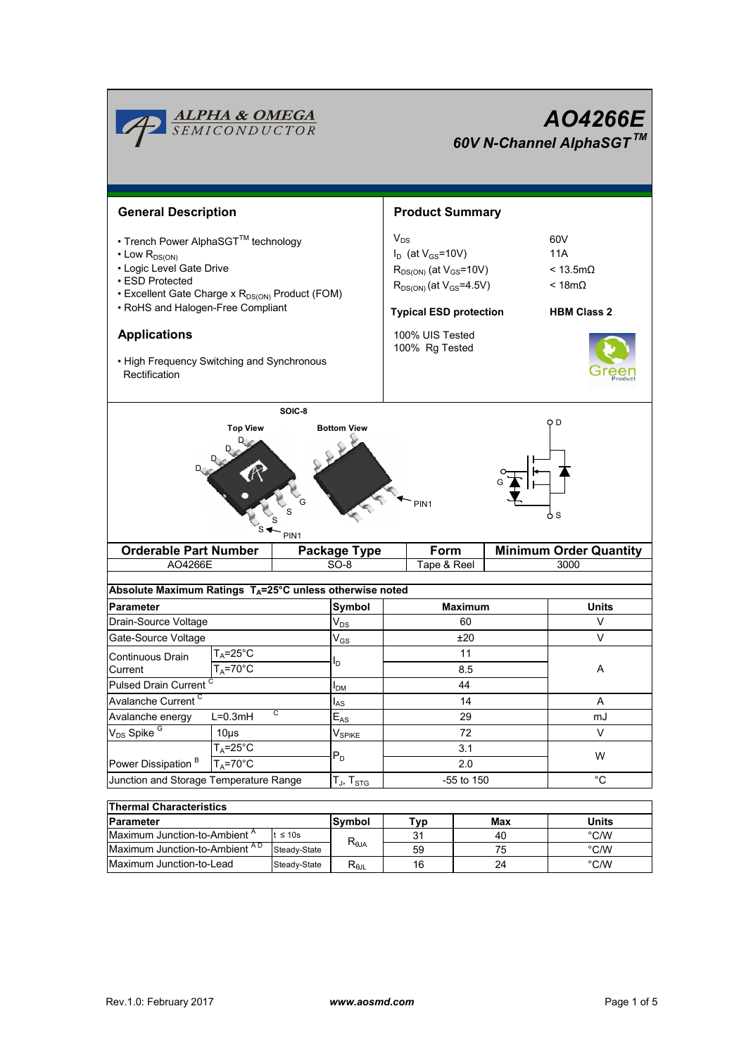# AO4266E

## 60V N-Channel AlphaSGT™

## General Description

- Trench Power AlphaSGT™ technology
- Low $R_{DS(ON)}$
- Logic Level Gate Drive
- ESD Protected
- Excellent Gate Charge x $R_{DS(ON)}$ Product (FOM)
- RoHS and Halogen-Free Compliant

## Applications

- High Frequency Switching and Synchronous Rectification

## Product Summary

| | |
|---|---|
| $V_{DS}$ | 60V |
| $I_D$ (at $V_{GS}$=10V) | 11A |
| $R_{DS(ON)}$ (at $V_{GS}$=10V) | < 13.5mΩ |
| $R_{DS(ON)}$ (at $V_{GS}$=4.5V) | < 18mΩ |
| **Typical ESD protection** | **HBM Class 2** |

100% UIS Tested
100% Rg Tested

SOIC-8

Top View | Bottom View

| Orderable Part Number | Package Type | Form | Minimum Order Quantity |
|---|---|---|---|
| AO4266E | SO-8 | Tape & Reel | 3000 |

**Absolute Maximum Ratings $T_A$=25°C unless otherwise noted**

| Parameter | | Symbol | Maximum | Units |
|---|---|---|---|---|
| Drain-Source Voltage | | $V_{DS}$ | 60 | V |
| Gate-Source Voltage | | $V_{GS}$ | ±20 | V |
| Continuous Drain Current | $T_A$=25°C | $I_D$ | 11 | A |
| | $T_A$=70°C | | 8.5 | |
| Pulsed Drain Current [C] | | $I_{DM}$ | 44 | |
| Avalanche Current [C] | | $I_{AS}$ | 14 | A |
| Avalanche energy | L=0.3mH [C] | $E_{AS}$ | 29 | mJ |
| $V_{DS}$ Spike [G] | 10µs | $V_{SPIKE}$ | 72 | V |
| Power Dissipation [B] | $T_A$=25°C | $P_D$ | 3.1 | W |
| | $T_A$=70°C | | 2.0 | |
| Junction and Storage Temperature Range | | $T_J$, $T_{STG}$ | -55 to 150 | °C |

**Thermal Characteristics**

| Parameter | | Symbol | Typ | Max | Units |
|---|---|---|---|---|---|
| Maximum Junction-to-Ambient [A] | t ≤ 10s | $R_{\theta JA}$ | 31 | 40 | °C/W |
| Maximum Junction-to-Ambient [A D] | Steady-State | | 59 | 75 | °C/W |
| Maximum Junction-to-Lead | Steady-State | $R_{\theta JL}$ | 16 | 24 | °C/W |

Rev.1.0: February 2017 www.aosmd.com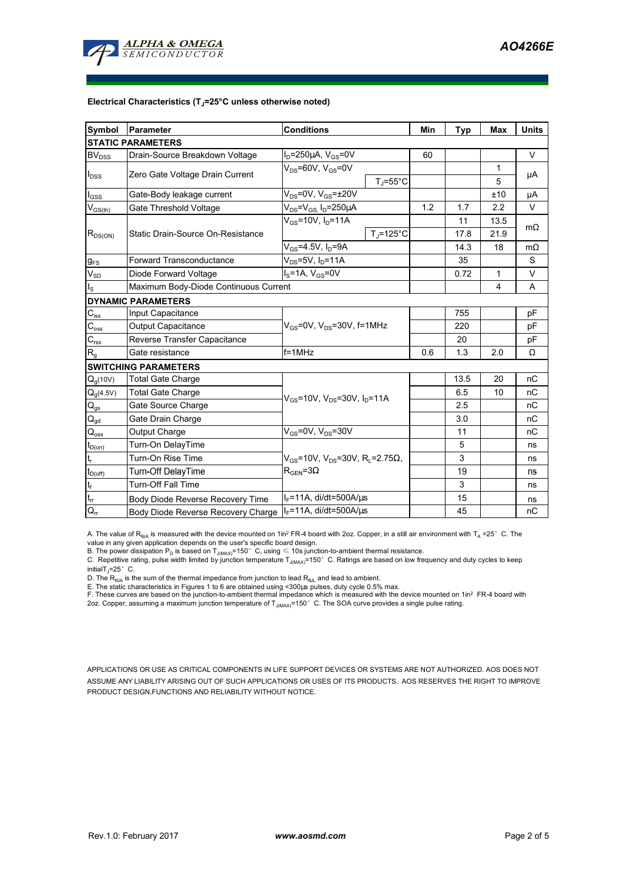**Electrical Characteristics ($T_J$=25°C unless otherwise noted)**

| Symbol | Parameter | Conditions | | Min | Typ | Max | Units |
|---|---|---|---|---|---|---|---|
| **STATIC PARAMETERS** | | | | | | | |
| $BV_{DSS}$ | Drain-Source Breakdown Voltage | $I_D$=250µA, $V_{GS}$=0V | | 60 | | | V |
| $I_{DSS}$ | Zero Gate Voltage Drain Current | $V_{DS}$=60V, $V_{GS}$=0V | | | | 1 | µA |
| | | | $T_J$=55°C | | | 5 | |
| $I_{GSS}$ | Gate-Body leakage current | $V_{DS}$=0V, $V_{GS}$=±20V | | | | ±10 | µA |
| $V_{GS(th)}$ | Gate Threshold Voltage | $V_{DS}$=$V_{GS}$, $I_D$=250µA | | 1.2 | 1.7 | 2.2 | V |
| $R_{DS(ON)}$ | Static Drain-Source On-Resistance | $V_{GS}$=10V, $I_D$=11A | | | 11 | 13.5 | mΩ |
| | | | $T_J$=125°C | | 17.8 | 21.9 | |
| | | $V_{GS}$=4.5V, $I_D$=9A | | | 14.3 | 18 | mΩ |
| $g_{FS}$ | Forward Transconductance | $V_{DS}$=5V, $I_D$=11A | | | 35 | | S |
| $V_{SD}$ | Diode Forward Voltage | $I_S$=1A, $V_{GS}$=0V | | | 0.72 | 1 | V |
| $I_S$ | Maximum Body-Diode Continuous Current | | | | | 4 | A |
| **DYNAMIC PARAMETERS** | | | | | | | |
| $C_{iss}$ | Input Capacitance | $V_{GS}$=0V, $V_{DS}$=30V, f=1MHz | | | 755 | | pF |
| $C_{oss}$ | Output Capacitance | | | | 220 | | pF |
| $C_{rss}$ | Reverse Transfer Capacitance | | | | 20 | | pF |
| $R_g$ | Gate resistance | f=1MHz | | 0.6 | 1.3 | 2.0 | Ω |
| **SWITCHING PARAMETERS** | | | | | | | |
| $Q_g$(10V) | Total Gate Charge | $V_{GS}$=10V, $V_{DS}$=30V, $I_D$=11A | | | 13.5 | 20 | nC |
| $Q_g$(4.5V) | Total Gate Charge | | | | 6.5 | 10 | nC |
| $Q_{gs}$ | Gate Source Charge | | | | 2.5 | | nC |
| $Q_{gd}$ | Gate Drain Charge | | | | 3.0 | | nC |
| $Q_{oss}$ | Output Charge | $V_{GS}$=0V, $V_{DS}$=30V | | | 11 | | nC |
| $t_{D(on)}$ | Turn-On DelayTime | $V_{GS}$=10V, $V_{DS}$=30V, $R_L$=2.75Ω, $R_{GEN}$=3Ω | | | 5 | | ns |
| $t_r$ | Turn-On Rise Time | | | | 3 | | ns |
| $t_{D(off)}$ | Turn-Off DelayTime | | | | 19 | | ns |
| $t_f$ | Turn-Off Fall Time | | | | 3 | | ns |
| $t_{rr}$ | Body Diode Reverse Recovery Time | $I_F$=11A, di/dt=500A/µs | | | 15 | | ns |
| $Q_{rr}$ | Body Diode Reverse Recovery Charge | $I_F$=11A, di/dt=500A/µs | | | 45 | | nC |

A. The value of $R_{\theta JA}$ is measured with the device mounted on 1in² FR-4 board with 2oz. Copper, in a still air environment with $T_A$ =25° C. The value in any given application depends on the user's specific board design.
B. The power dissipation $P_D$ is based on $T_{J(MAX)}$=150° C, using ≤ 10s junction-to-ambient thermal resistance.
C. Repetitive rating, pulse width limited by junction temperature $T_{J(MAX)}$=150° C. Ratings are based on low frequency and duty cycles to keep initial $T_J$=25° C.
D. The $R_{\theta JA}$ is the sum of the thermal impedance from junction to lead $R_{\theta JL}$ and lead to ambient.
E. The static characteristics in Figures 1 to 6 are obtained using <300µs pulses, duty cycle 0.5% max.
F. These curves are based on the junction-to-ambient thermal impedance which is measured with the device mounted on 1in² FR-4 board with 2oz. Copper, assuming a maximum junction temperature of $T_{J(MAX)}$=150° C. The SOA curve provides a single pulse rating.

APPLICATIONS OR USE AS CRITICAL COMPONENTS IN LIFE SUPPORT DEVICES OR SYSTEMS ARE NOT AUTHORIZED. AOS DOES NOT ASSUME ANY LIABILITY ARISING OUT OF SUCH APPLICATIONS OR USES OF ITS PRODUCTS. AOS RESERVES THE RIGHT TO IMPROVE PRODUCT DESIGN,FUNCTIONS AND RELIABILITY WITHOUT NOTICE.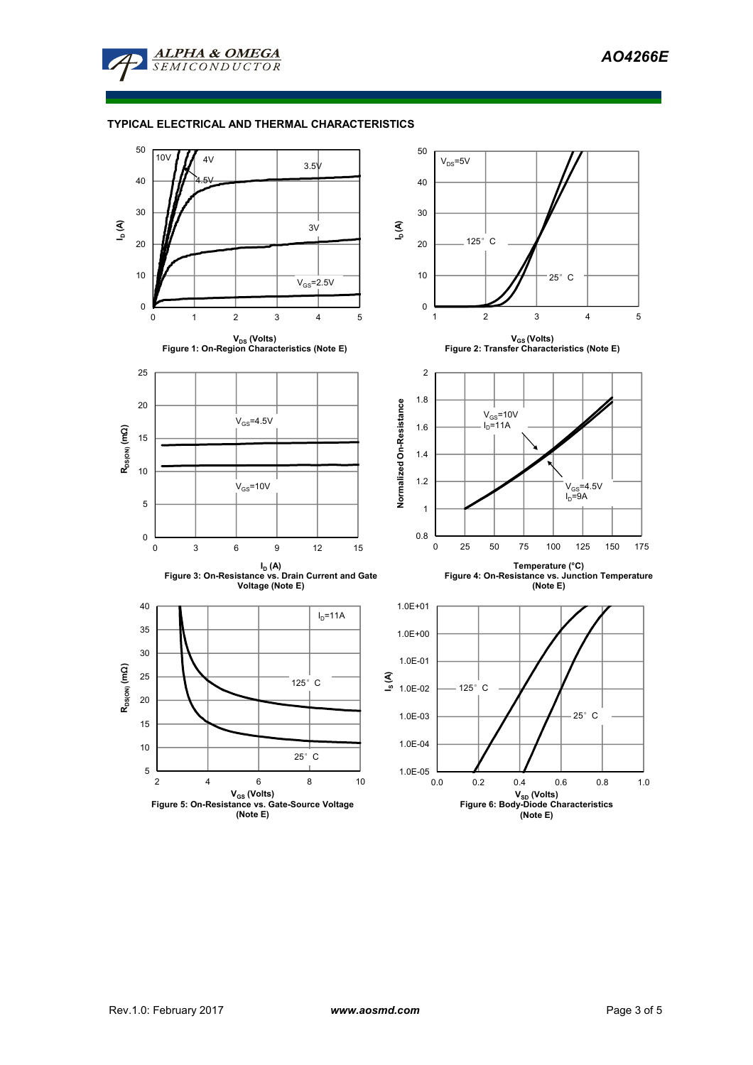## TYPICAL ELECTRICAL AND THERMAL CHARACTERISTICS

Figure 1: On-Region Characteristics (Note E)

Figure 2: Transfer Characteristics (Note E)

Figure 3: On-Resistance vs. Drain Current and Gate Voltage (Note E)

Figure 4: On-Resistance vs. Junction Temperature (Note E)

Figure 5: On-Resistance vs. Gate-Source Voltage (Note E)

Figure 6: Body-Diode Characteristics (Note E)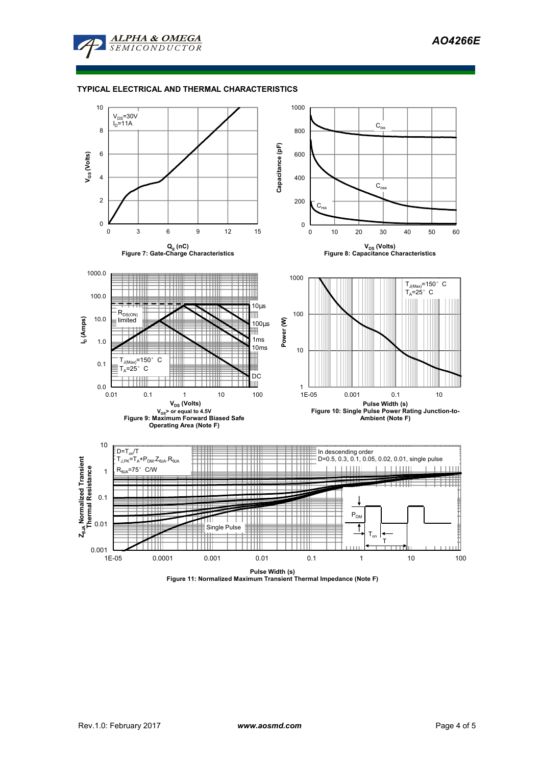## TYPICAL ELECTRICAL AND THERMAL CHARACTERISTICS

$V_{DS}$=30V
$I_D$=11A

$V_{GS}$ (Volts)

$Q_g$ (nC)

Figure 7: Gate-Charge Characteristics

$C_{iss}$

$C_{oss}$

$C_{rss}$

Capacitance (pF)

$V_{DS}$ (Volts)

Figure 8: Capacitance Characteristics

$R_{DS(ON)}$ limited

10µs

100µs

1ms

10ms

DC

$T_{J(Max)}$=150° C
$T_A$=25° C

$I_D$ (Amps)

$V_{DS}$ (Volts)

$V_{GS}$> or equal to 4.5V

Figure 9: Maximum Forward Biased Safe Operating Area (Note F)

$T_{J(Max)}$=150° C
$T_A$=25° C

Power (W)

Pulse Width (s)

Figure 10: Single Pulse Power Rating Junction-to-Ambient (Note F)

$D=T_{on}/T$
$T_{J,PK}=T_A+P_{DM}.Z_{\theta JA}.R_{\theta JA}$
$R_{\theta JA}$=75° C/W

In descending order
D=0.5, 0.3, 0.1, 0.05, 0.02, 0.01, single pulse

Single Pulse

$P_{DM}$

$T_{on}$

T

$Z_{\theta JA}$ Normalized Transient Thermal Resistance

Pulse Width (s)

Figure 11: Normalized Maximum Transient Thermal Impedance (Note F)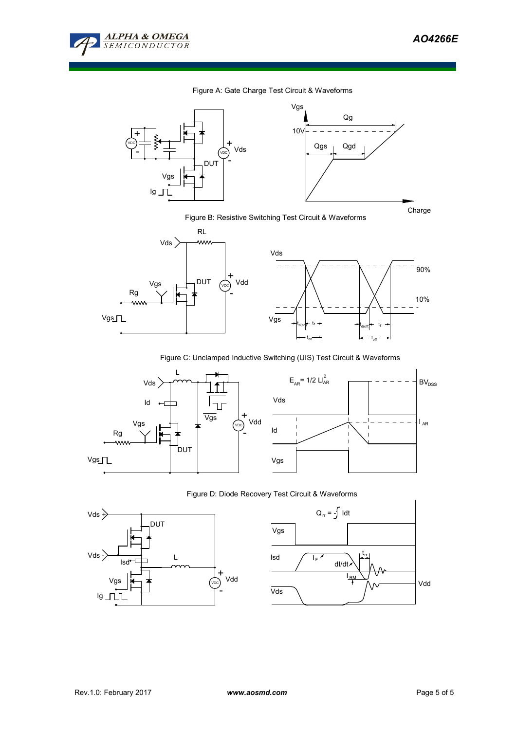Figure A: Gate Charge Test Circuit & Waveforms

Vds
DUT
Vgs
Ig
Vgs
Qg
10V
Qgs
Qgd
Charge

Figure B: Resistive Switching Test Circuit & Waveforms

RL
Vds
Vgs
DUT
Vdd
Rg
Vgs
Vds
90%
10%
Vgs
$t_{d(on)}$ $t_r$ $t_{d(off)}$ $t_f$
$t_{on}$ $t_{off}$

Figure C: Unclamped Inductive Switching (UIS) Test Circuit & Waveforms

L
Vds
Id
Vgs
Vdd
Vgs
Rg
DUT
Vgs
$E_{AR} = 1/2\ LI_{AR}^2$
$BV_{DSS}$
Vds
Id
$I_{AR}$
Vgs

Figure D: Diode Recovery Test Circuit & Waveforms

Vds +
DUT
Vds -
Isd
L
Vgs
Vdd
Ig
$Q_{rr} = -\int Idt$
Vgs
Isd
$I_F$
dI/dt
$t_{rr}$
$I_{RM}$
Vdd
Vds